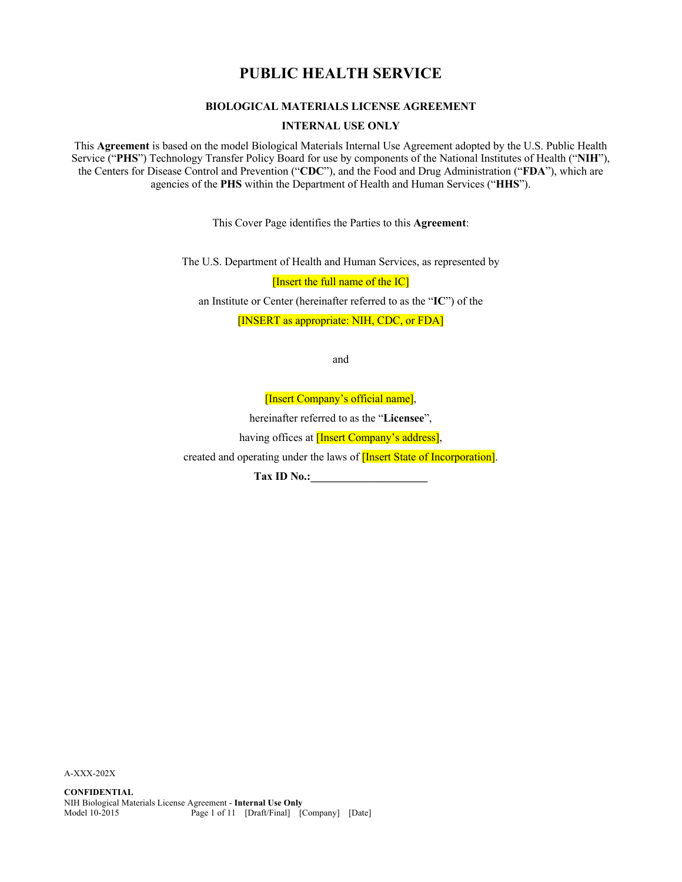# PUBLIC HEALTH SERVICE

## BIOLOGICAL MATERIALS LICENSE AGREEMENT

## INTERNAL USE ONLY

This **Agreement** is based on the model Biological Materials Internal Use Agreement adopted by the U.S. Public Health Service ("**PHS**") Technology Transfer Policy Board for use by components of the National Institutes of Health ("**NIH**"), the Centers for Disease Control and Prevention ("**CDC**"), and the Food and Drug Administration ("**FDA**"), which are agencies of the **PHS** within the Department of Health and Human Services ("**HHS**").

This Cover Page identifies the Parties to this **Agreement**:

The U.S. Department of Health and Human Services, as represented by

[Insert the full name of the IC]

an Institute or Center (hereinafter referred to as the "**IC**") of the

[INSERT as appropriate: NIH, CDC, or FDA]

and

[Insert Company's official name],

hereinafter referred to as the "**Licensee**",

having offices at [Insert Company's address],

created and operating under the laws of [Insert State of Incorporation].

**Tax ID No.:____________________**

A-XXX-202X

**CONFIDENTIAL**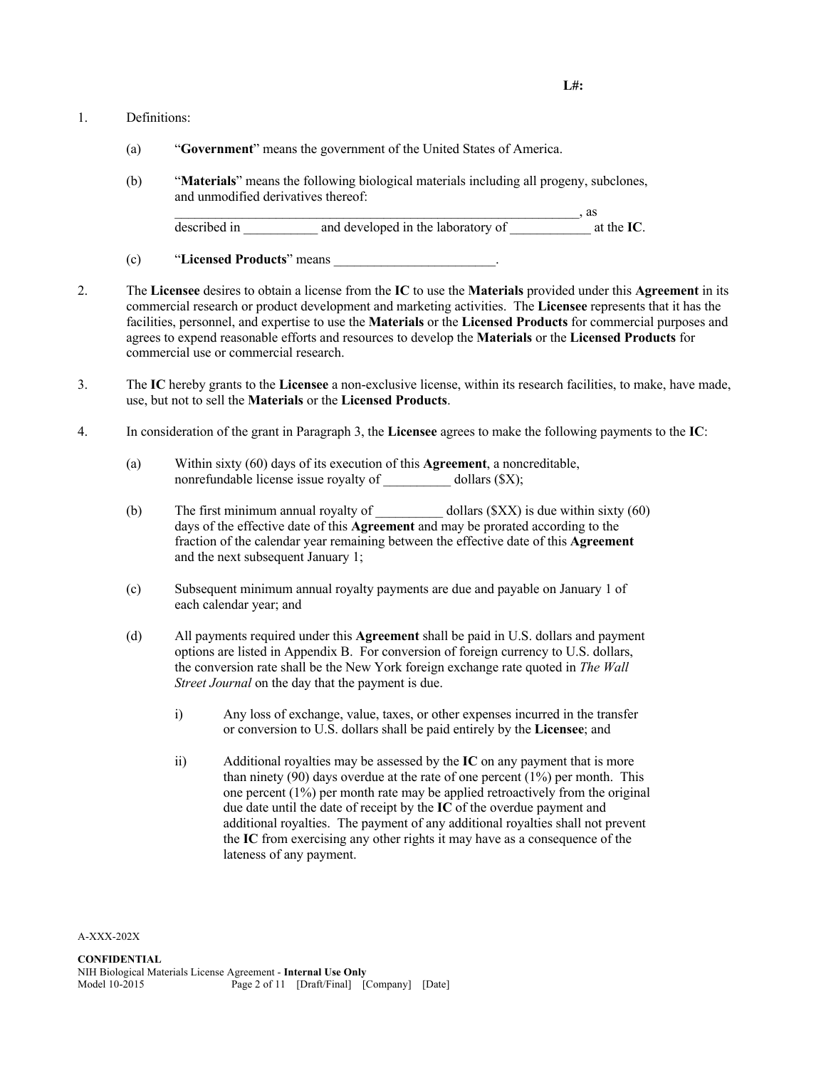**L#:**

1. Definitions:

   (a) "**Government**" means the government of the United States of America.

   (b) "**Materials**" means the following biological materials including all progeny, subclones, and unmodified derivatives thereof:
   ______________________________________________________________, as described in ___________ and developed in the laboratory of ____________ at the **IC**.

   (c) "**Licensed Products**" means ________________________.

2. The **Licensee** desires to obtain a license from the **IC** to use the **Materials** provided under this **Agreement** in its commercial research or product development and marketing activities. The **Licensee** represents that it has the facilities, personnel, and expertise to use the **Materials** or the **Licensed Products** for commercial purposes and agrees to expend reasonable efforts and resources to develop the **Materials** or the **Licensed Products** for commercial use or commercial research.

3. The **IC** hereby grants to the **Licensee** a non-exclusive license, within its research facilities, to make, have made, use, but not to sell the **Materials** or the **Licensed Products**.

4. In consideration of the grant in Paragraph 3, the **Licensee** agrees to make the following payments to the **IC**:

   (a) Within sixty (60) days of its execution of this **Agreement**, a noncreditable, nonrefundable license issue royalty of __________ dollars ($X);

   (b) The first minimum annual royalty of __________ dollars ($XX) is due within sixty (60) days of the effective date of this **Agreement** and may be prorated according to the fraction of the calendar year remaining between the effective date of this **Agreement** and the next subsequent January 1;

   (c) Subsequent minimum annual royalty payments are due and payable on January 1 of each calendar year; and

   (d) All payments required under this **Agreement** shall be paid in U.S. dollars and payment options are listed in Appendix B. For conversion of foreign currency to U.S. dollars, the conversion rate shall be the New York foreign exchange rate quoted in *The Wall Street Journal* on the day that the payment is due.

      i) Any loss of exchange, value, taxes, or other expenses incurred in the transfer or conversion to U.S. dollars shall be paid entirely by the **Licensee**; and

      ii) Additional royalties may be assessed by the **IC** on any payment that is more than ninety (90) days overdue at the rate of one percent (1%) per month. This one percent (1%) per month rate may be applied retroactively from the original due date until the date of receipt by the **IC** of the overdue payment and additional royalties. The payment of any additional royalties shall not prevent the **IC** from exercising any other rights it may have as a consequence of the lateness of any payment.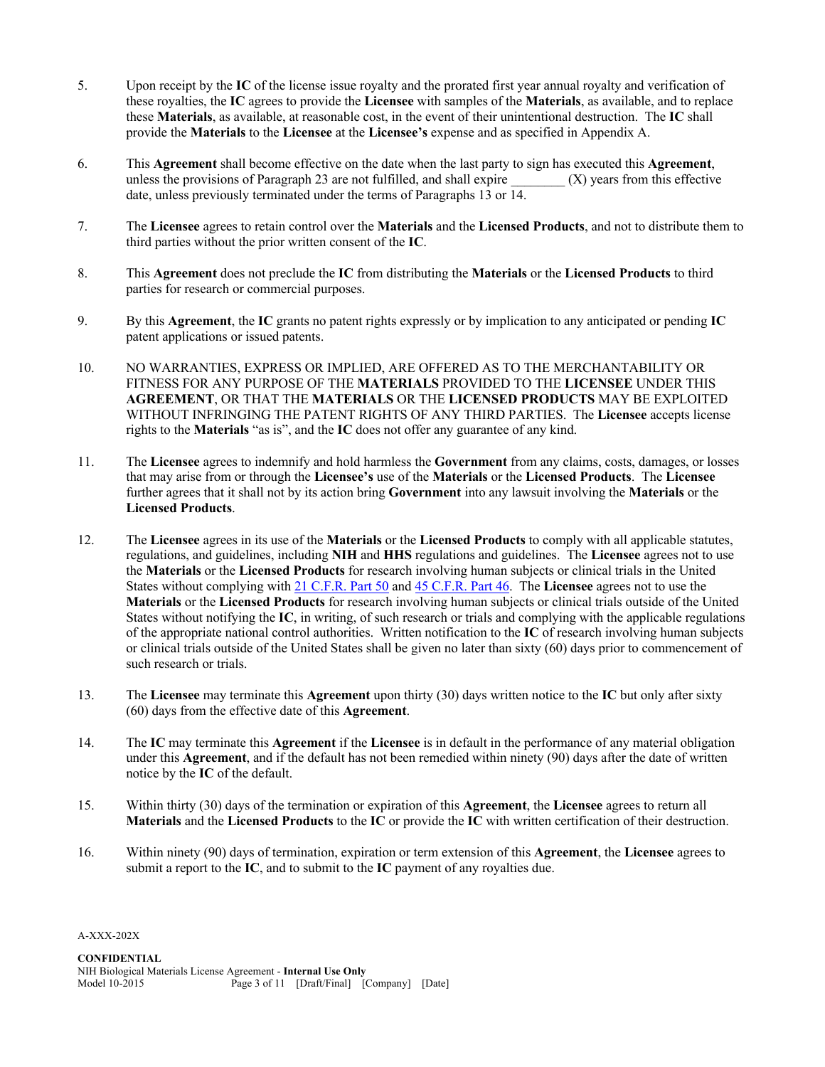5. Upon receipt by the **IC** of the license issue royalty and the prorated first year annual royalty and verification of these royalties, the **IC** agrees to provide the **Licensee** with samples of the **Materials**, as available, and to replace these **Materials**, as available, at reasonable cost, in the event of their unintentional destruction. The **IC** shall provide the **Materials** to the **Licensee** at the **Licensee's** expense and as specified in Appendix A.

6. This **Agreement** shall become effective on the date when the last party to sign has executed this **Agreement**, unless the provisions of Paragraph 23 are not fulfilled, and shall expire ________ (X) years from this effective date, unless previously terminated under the terms of Paragraphs 13 or 14.

7. The **Licensee** agrees to retain control over the **Materials** and the **Licensed Products**, and not to distribute them to third parties without the prior written consent of the **IC**.

8. This **Agreement** does not preclude the **IC** from distributing the **Materials** or the **Licensed Products** to third parties for research or commercial purposes.

9. By this **Agreement**, the **IC** grants no patent rights expressly or by implication to any anticipated or pending **IC** patent applications or issued patents.

10. NO WARRANTIES, EXPRESS OR IMPLIED, ARE OFFERED AS TO THE MERCHANTABILITY OR FITNESS FOR ANY PURPOSE OF THE **MATERIALS** PROVIDED TO THE **LICENSEE** UNDER THIS **AGREEMENT**, OR THAT THE **MATERIALS** OR THE **LICENSED PRODUCTS** MAY BE EXPLOITED WITHOUT INFRINGING THE PATENT RIGHTS OF ANY THIRD PARTIES. The **Licensee** accepts license rights to the **Materials** "as is", and the **IC** does not offer any guarantee of any kind.

11. The **Licensee** agrees to indemnify and hold harmless the **Government** from any claims, costs, damages, or losses that may arise from or through the **Licensee's** use of the **Materials** or the **Licensed Products**. The **Licensee** further agrees that it shall not by its action bring **Government** into any lawsuit involving the **Materials** or the **Licensed Products**.

12. The **Licensee** agrees in its use of the **Materials** or the **Licensed Products** to comply with all applicable statutes, regulations, and guidelines, including **NIH** and **HHS** regulations and guidelines. The **Licensee** agrees not to use the **Materials** or the **Licensed Products** for research involving human subjects or clinical trials in the United States without complying with 21 C.F.R. Part 50 and 45 C.F.R. Part 46. The **Licensee** agrees not to use the **Materials** or the **Licensed Products** for research involving human subjects or clinical trials outside of the United States without notifying the **IC**, in writing, of such research or trials and complying with the applicable regulations of the appropriate national control authorities. Written notification to the **IC** of research involving human subjects or clinical trials outside of the United States shall be given no later than sixty (60) days prior to commencement of such research or trials.

13. The **Licensee** may terminate this **Agreement** upon thirty (30) days written notice to the **IC** but only after sixty (60) days from the effective date of this **Agreement**.

14. The **IC** may terminate this **Agreement** if the **Licensee** is in default in the performance of any material obligation under this **Agreement**, and if the default has not been remedied within ninety (90) days after the date of written notice by the **IC** of the default.

15. Within thirty (30) days of the termination or expiration of this **Agreement**, the **Licensee** agrees to return all **Materials** and the **Licensed Products** to the **IC** or provide the **IC** with written certification of their destruction.

16. Within ninety (90) days of termination, expiration or term extension of this **Agreement**, the **Licensee** agrees to submit a report to the **IC**, and to submit to the **IC** payment of any royalties due.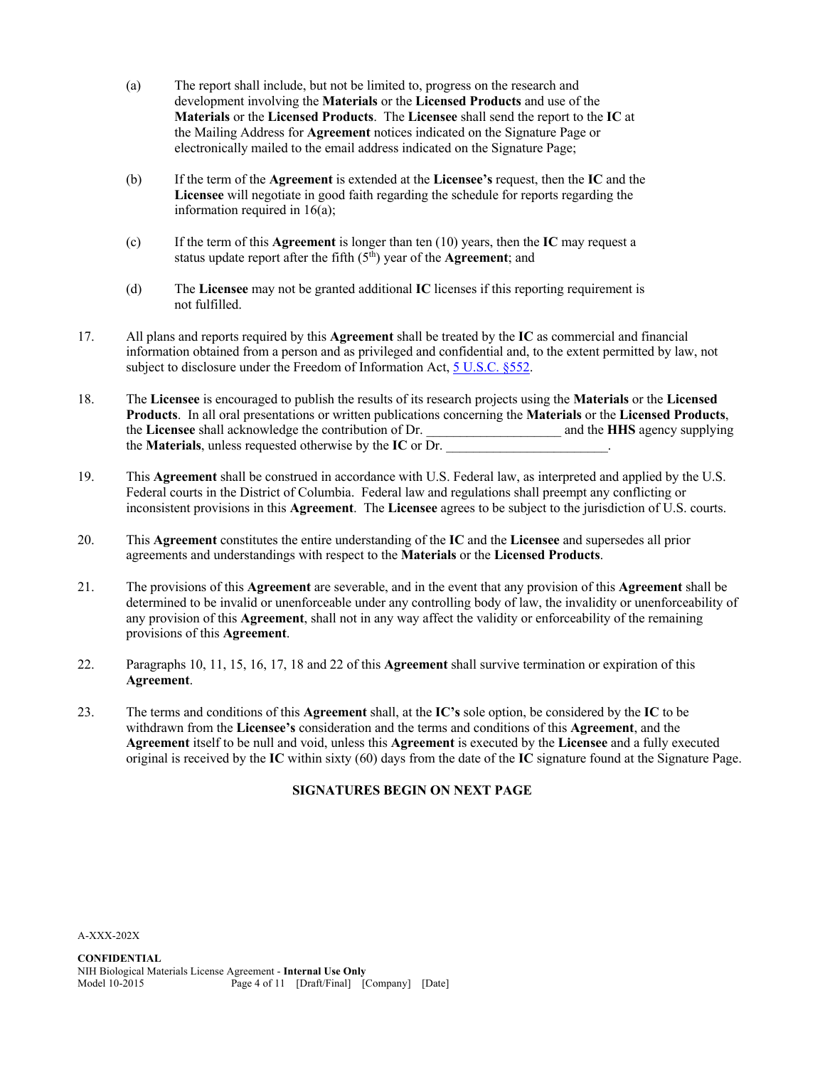(a) The report shall include, but not be limited to, progress on the research and development involving the **Materials** or the **Licensed Products** and use of the **Materials** or the **Licensed Products**. The **Licensee** shall send the report to the **IC** at the Mailing Address for **Agreement** notices indicated on the Signature Page or electronically mailed to the email address indicated on the Signature Page;

(b) If the term of the **Agreement** is extended at the **Licensee's** request, then the **IC** and the **Licensee** will negotiate in good faith regarding the schedule for reports regarding the information required in 16(a);

(c) If the term of this **Agreement** is longer than ten (10) years, then the **IC** may request a status update report after the fifth (5th) year of the **Agreement**; and

(d) The **Licensee** may not be granted additional **IC** licenses if this reporting requirement is not fulfilled.

17. All plans and reports required by this **Agreement** shall be treated by the **IC** as commercial and financial information obtained from a person and as privileged and confidential and, to the extent permitted by law, not subject to disclosure under the Freedom of Information Act, 5 U.S.C. §552.

18. The **Licensee** is encouraged to publish the results of its research projects using the **Materials** or the **Licensed Products**. In all oral presentations or written publications concerning the **Materials** or the **Licensed Products**, the **Licensee** shall acknowledge the contribution of Dr. ____________________ and the **HHS** agency supplying the **Materials**, unless requested otherwise by the **IC** or Dr. ________________________.

19. This **Agreement** shall be construed in accordance with U.S. Federal law, as interpreted and applied by the U.S. Federal courts in the District of Columbia. Federal law and regulations shall preempt any conflicting or inconsistent provisions in this **Agreement**. The **Licensee** agrees to be subject to the jurisdiction of U.S. courts.

20. This **Agreement** constitutes the entire understanding of the **IC** and the **Licensee** and supersedes all prior agreements and understandings with respect to the **Materials** or the **Licensed Products**.

21. The provisions of this **Agreement** are severable, and in the event that any provision of this **Agreement** shall be determined to be invalid or unenforceable under any controlling body of law, the invalidity or unenforceability of any provision of this **Agreement**, shall not in any way affect the validity or enforceability of the remaining provisions of this **Agreement**.

22. Paragraphs 10, 11, 15, 16, 17, 18 and 22 of this **Agreement** shall survive termination or expiration of this **Agreement**.

23. The terms and conditions of this **Agreement** shall, at the **IC's** sole option, be considered by the **IC** to be withdrawn from the **Licensee's** consideration and the terms and conditions of this **Agreement**, and the **Agreement** itself to be null and void, unless this **Agreement** is executed by the **Licensee** and a fully executed original is received by the **IC** within sixty (60) days from the date of the **IC** signature found at the Signature Page.

**SIGNATURES BEGIN ON NEXT PAGE**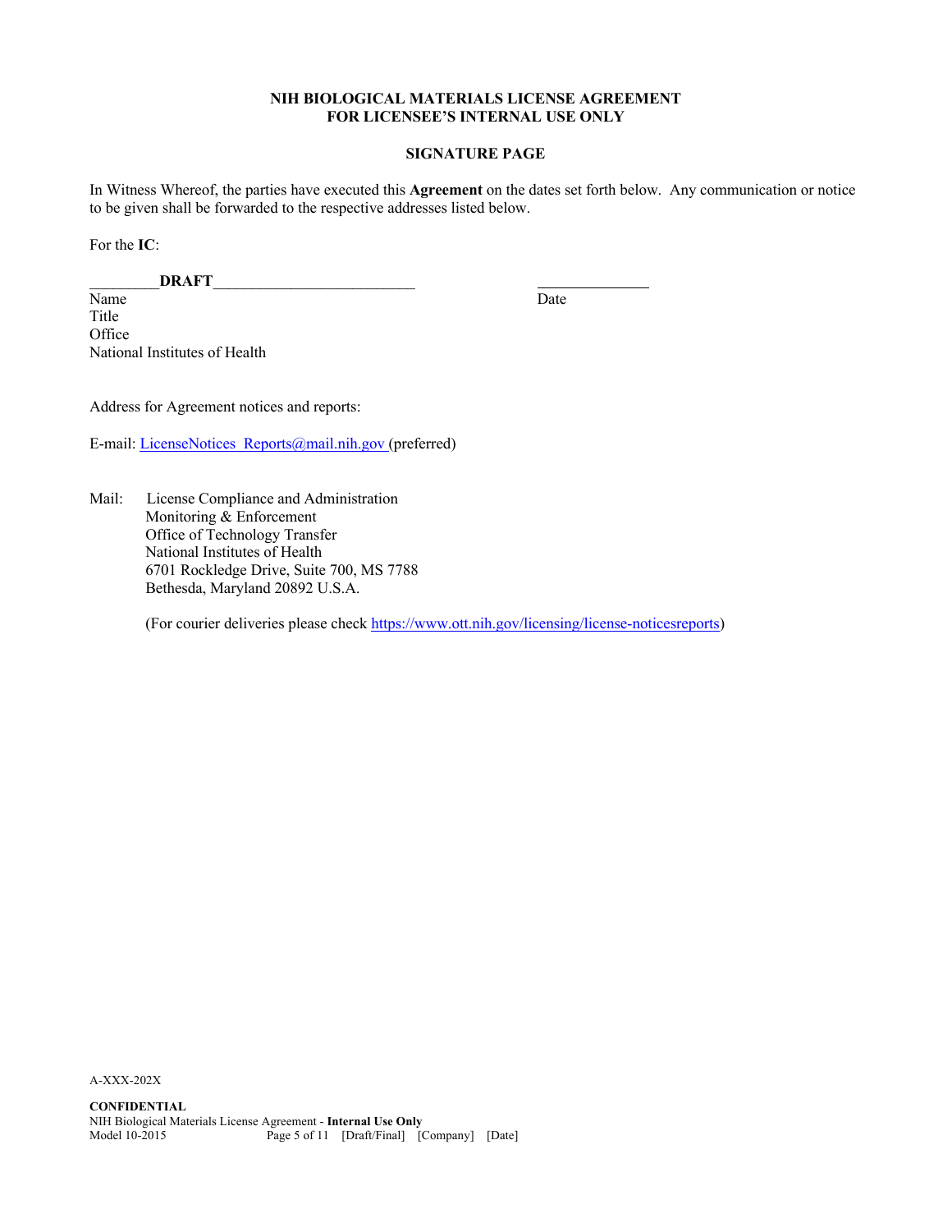**NIH BIOLOGICAL MATERIALS LICENSE AGREEMENT**
**FOR LICENSEE'S INTERNAL USE ONLY**

**SIGNATURE PAGE**

In Witness Whereof, the parties have executed this **Agreement** on the dates set forth below. Any communication or notice to be given shall be forwarded to the respective addresses listed below.

For the **IC**:

_________**DRAFT**__________________________ _______________
Name Date
Title
Office
National Institutes of Health

Address for Agreement notices and reports:

E-mail: LicenseNotices_Reports@mail.nih.gov (preferred)

Mail: License Compliance and Administration
Monitoring & Enforcement
Office of Technology Transfer
National Institutes of Health
6701 Rockledge Drive, Suite 700, MS 7788
Bethesda, Maryland 20892 U.S.A.

(For courier deliveries please check https://www.ott.nih.gov/licensing/license-noticesreports)

A-XXX-202X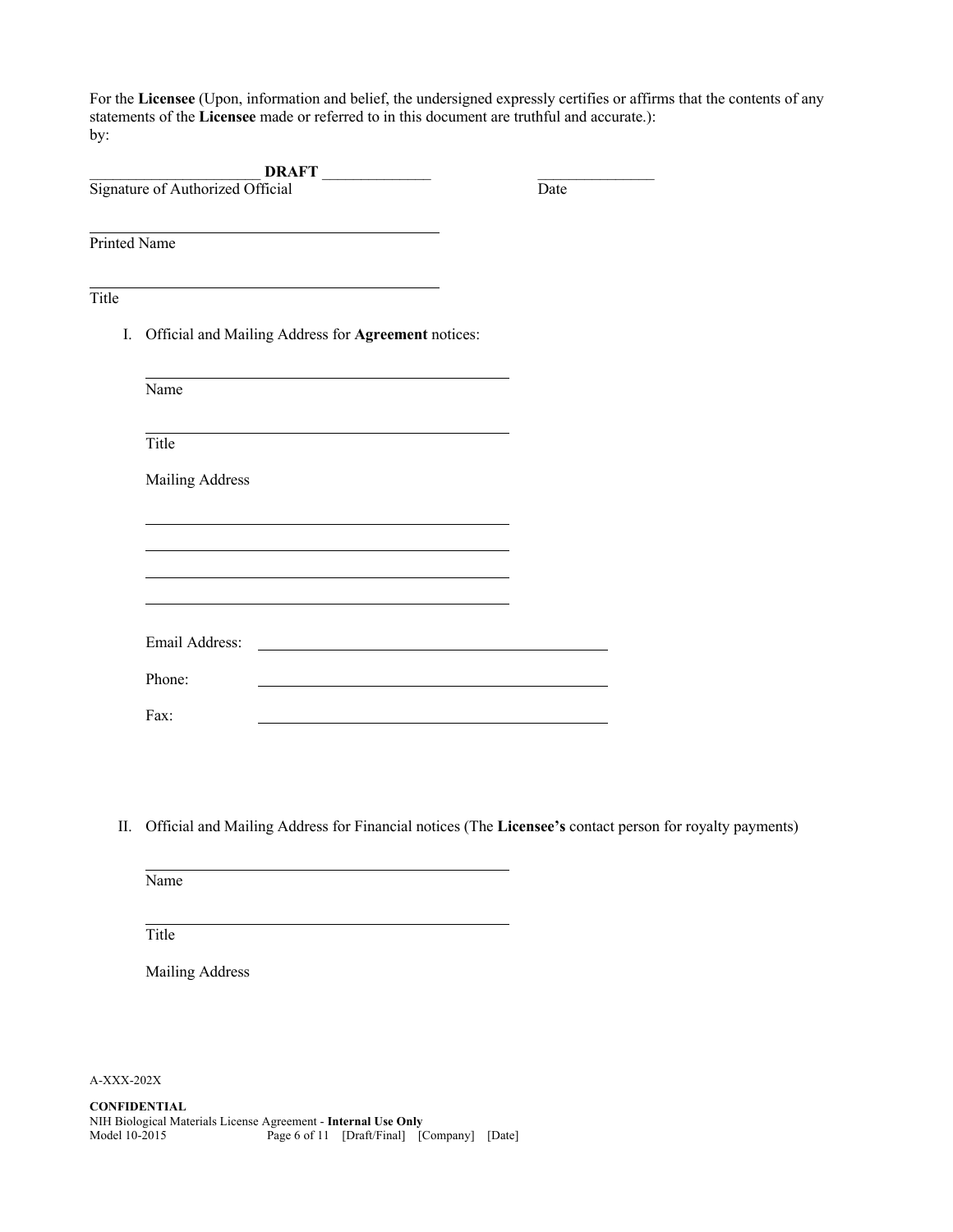For the **Licensee** (Upon, information and belief, the undersigned expressly certifies or affirms that the contents of any statements of the **Licensee** made or referred to in this document are truthful and accurate.):
by:

______________________ **DRAFT** ______________ ______________
Signature of Authorized Official Date

_____________________________________________
Printed Name

_____________________________________________
Title

I. Official and Mailing Address for **Agreement** notices:

_____________________________________________
Name

_____________________________________________
Title

Mailing Address

_____________________________________________

_____________________________________________

_____________________________________________

_____________________________________________

Email Address: _____________________________________________

Phone: _____________________________________________

Fax: _____________________________________________

II. Official and Mailing Address for Financial notices (The **Licensee's** contact person for royalty payments)

_____________________________________________
Name

_____________________________________________
Title

Mailing Address

A-XXX-202X

**CONFIDENTIAL**
NIH Biological Materials License Agreement - **Internal Use Only**
Model 10-2015 [Draft/Final] [Company] [Date]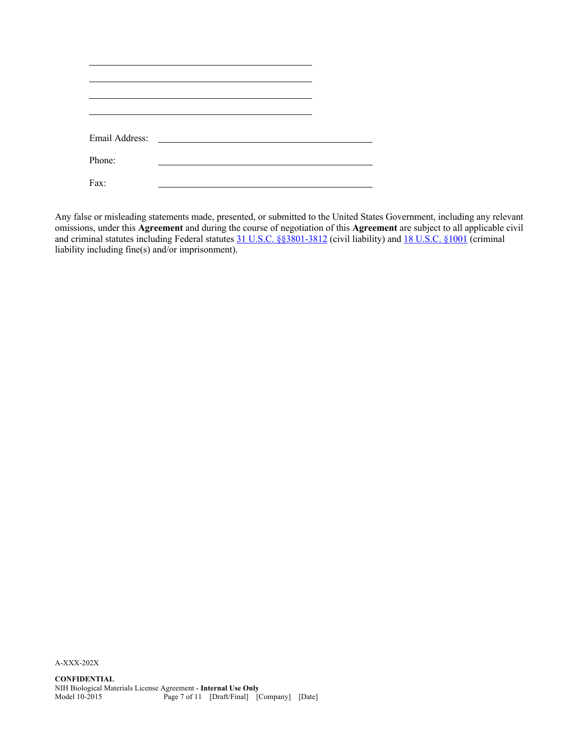\_\_\_\_\_\_\_\_\_\_\_\_\_\_\_\_\_\_\_\_\_\_\_\_\_\_\_\_\_\_\_\_\_\_\_\_\_\_\_\_

\_\_\_\_\_\_\_\_\_\_\_\_\_\_\_\_\_\_\_\_\_\_\_\_\_\_\_\_\_\_\_\_\_\_\_\_\_\_\_\_

\_\_\_\_\_\_\_\_\_\_\_\_\_\_\_\_\_\_\_\_\_\_\_\_\_\_\_\_\_\_\_\_\_\_\_\_\_\_\_\_

\_\_\_\_\_\_\_\_\_\_\_\_\_\_\_\_\_\_\_\_\_\_\_\_\_\_\_\_\_\_\_\_\_\_\_\_\_\_\_\_

Email Address: \_\_\_\_\_\_\_\_\_\_\_\_\_\_\_\_\_\_\_\_\_\_\_\_\_\_\_\_\_\_\_\_\_\_\_\_\_\_\_\_

Phone: \_\_\_\_\_\_\_\_\_\_\_\_\_\_\_\_\_\_\_\_\_\_\_\_\_\_\_\_\_\_\_\_\_\_\_\_\_\_\_\_

Fax: \_\_\_\_\_\_\_\_\_\_\_\_\_\_\_\_\_\_\_\_\_\_\_\_\_\_\_\_\_\_\_\_\_\_\_\_\_\_\_\_

Any false or misleading statements made, presented, or submitted to the United States Government, including any relevant omissions, under this **Agreement** and during the course of negotiation of this **Agreement** are subject to all applicable civil and criminal statutes including Federal statutes 31 U.S.C. §§3801-3812 (civil liability) and 18 U.S.C. §1001 (criminal liability including fine(s) and/or imprisonment).

A-XXX-202X

**CONFIDENTIAL**
NIH Biological Materials License Agreement - **Internal Use Only**
Model 10-2015 [Draft/Final] [Company] [Date]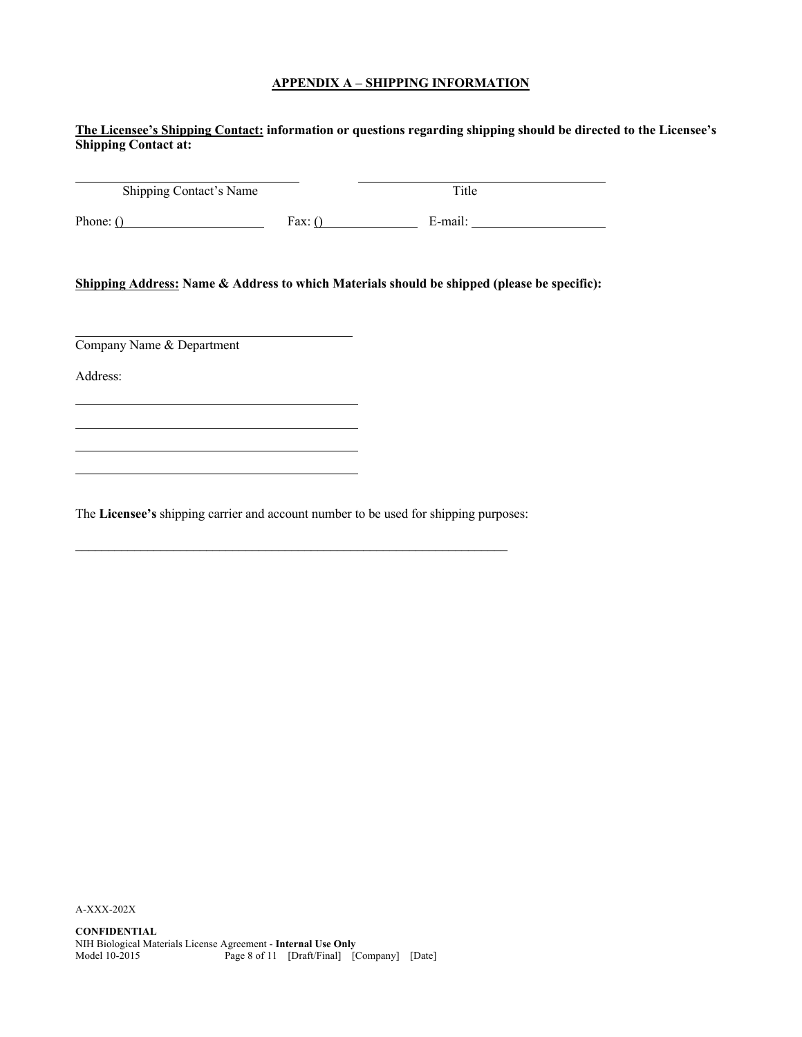## APPENDIX A – SHIPPING INFORMATION

**The Licensee's Shipping Contact: information or questions regarding shipping should be directed to the Licensee's Shipping Contact at:**

\_\_\_\_\_\_\_\_\_\_\_\_\_\_\_\_\_\_\_\_\_\_\_\_\_\_\_\_\_\_ \_\_\_\_\_\_\_\_\_\_\_\_\_\_\_\_\_\_\_\_\_\_\_\_\_\_\_\_\_\_\_\_\_\_
Shipping Contact's Name Title

Phone: () \_\_\_\_\_\_\_\_\_\_\_\_\_\_\_\_\_\_\_\_ Fax: () \_\_\_\_\_\_\_\_\_\_\_\_\_\_ E-mail: \_\_\_\_\_\_\_\_\_\_\_\_\_\_\_\_\_\_\_\_

**Shipping Address: Name & Address to which Materials should be shipped (please be specific):**

\_\_\_\_\_\_\_\_\_\_\_\_\_\_\_\_\_\_\_\_\_\_\_\_\_\_\_\_\_\_\_\_\_\_\_\_\_\_\_\_
Company Name & Department

Address:

\_\_\_\_\_\_\_\_\_\_\_\_\_\_\_\_\_\_\_\_\_\_\_\_\_\_\_\_\_\_\_\_\_\_\_\_\_\_\_\_

\_\_\_\_\_\_\_\_\_\_\_\_\_\_\_\_\_\_\_\_\_\_\_\_\_\_\_\_\_\_\_\_\_\_\_\_\_\_\_\_

\_\_\_\_\_\_\_\_\_\_\_\_\_\_\_\_\_\_\_\_\_\_\_\_\_\_\_\_\_\_\_\_\_\_\_\_\_\_\_\_

\_\_\_\_\_\_\_\_\_\_\_\_\_\_\_\_\_\_\_\_\_\_\_\_\_\_\_\_\_\_\_\_\_\_\_\_\_\_\_\_

The **Licensee's** shipping carrier and account number to be used for shipping purposes:

\_\_\_\_\_\_\_\_\_\_\_\_\_\_\_\_\_\_\_\_\_\_\_\_\_\_\_\_\_\_\_\_\_\_\_\_\_\_\_\_\_\_\_\_\_\_\_\_\_\_\_\_\_\_\_\_\_\_\_\_\_\_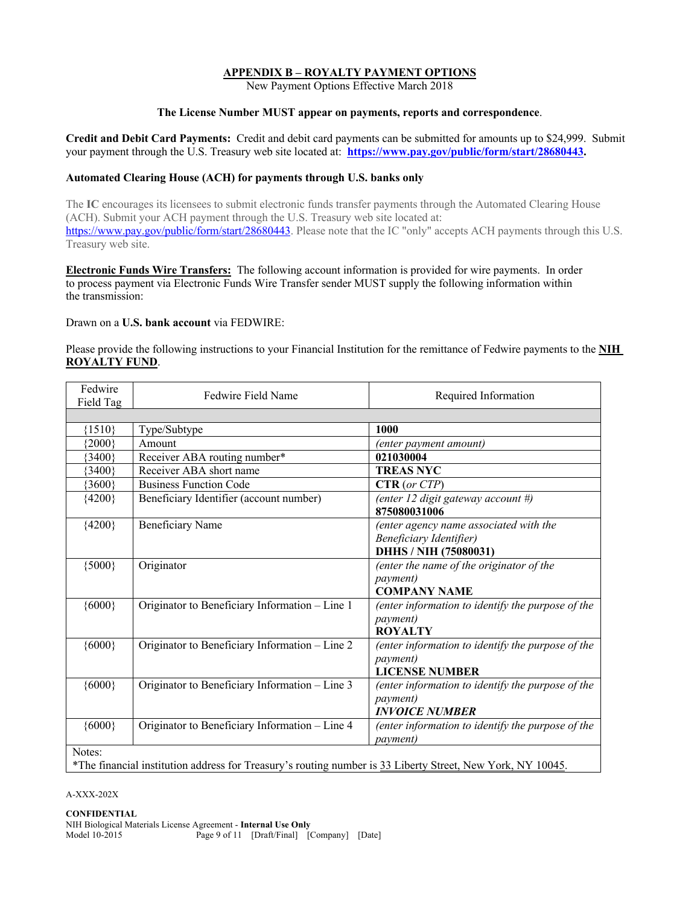## APPENDIX B – ROYALTY PAYMENT OPTIONS

New Payment Options Effective March 2018

**The License Number MUST appear on payments, reports and correspondence**.

**Credit and Debit Card Payments:** Credit and debit card payments can be submitted for amounts up to $24,999. Submit your payment through the U.S. Treasury web site located at: **https://www.pay.gov/public/form/start/28680443.**

**Automated Clearing House (ACH) for payments through U.S. banks only**

The **IC** encourages its licensees to submit electronic funds transfer payments through the Automated Clearing House (ACH). Submit your ACH payment through the U.S. Treasury web site located at: https://www.pay.gov/public/form/start/28680443. Please note that the IC "only" accepts ACH payments through this U.S. Treasury web site.

**Electronic Funds Wire Transfers:** The following account information is provided for wire payments. In order to process payment via Electronic Funds Wire Transfer sender MUST supply the following information within the transmission:

Drawn on a **U.S. bank account** via FEDWIRE:

Please provide the following instructions to your Financial Institution for the remittance of Fedwire payments to the **NIH ROYALTY FUND**.

| Fedwire Field Tag | Fedwire Field Name | Required Information |
|---|---|---|
| | | |
| {1510} | Type/Subtype | **1000** |
| {2000} | Amount | *(enter payment amount)* |
| {3400} | Receiver ABA routing number* | **021030004** |
| {3400} | Receiver ABA short name | **TREAS NYC** |
| {3600} | Business Function Code | **CTR** *(or CTP)* |
| {4200} | Beneficiary Identifier (account number) | *(enter 12 digit gateway account #)* **875080031006** |
| {4200} | Beneficiary Name | *(enter agency name associated with the Beneficiary Identifier)* **DHHS / NIH (75080031)** |
| {5000} | Originator | *(enter the name of the originator of the payment)* **COMPANY NAME** |
| {6000} | Originator to Beneficiary Information – Line 1 | *(enter information to identify the purpose of the payment)* **ROYALTY** |
| {6000} | Originator to Beneficiary Information – Line 2 | *(enter information to identify the purpose of the payment)* **LICENSE NUMBER** |
| {6000} | Originator to Beneficiary Information – Line 3 | *(enter information to identify the purpose of the payment)* ***INVOICE NUMBER*** |
| {6000} | Originator to Beneficiary Information – Line 4 | *(enter information to identify the purpose of the payment)* |

Notes:
*The financial institution address for Treasury's routing number is 33 Liberty Street, New York, NY 10045.

A-XXX-202X

**CONFIDENTIAL**
NIH Biological Materials License Agreement - **Internal Use Only**
Model 10-2015 [Draft/Final] [Company] [Date]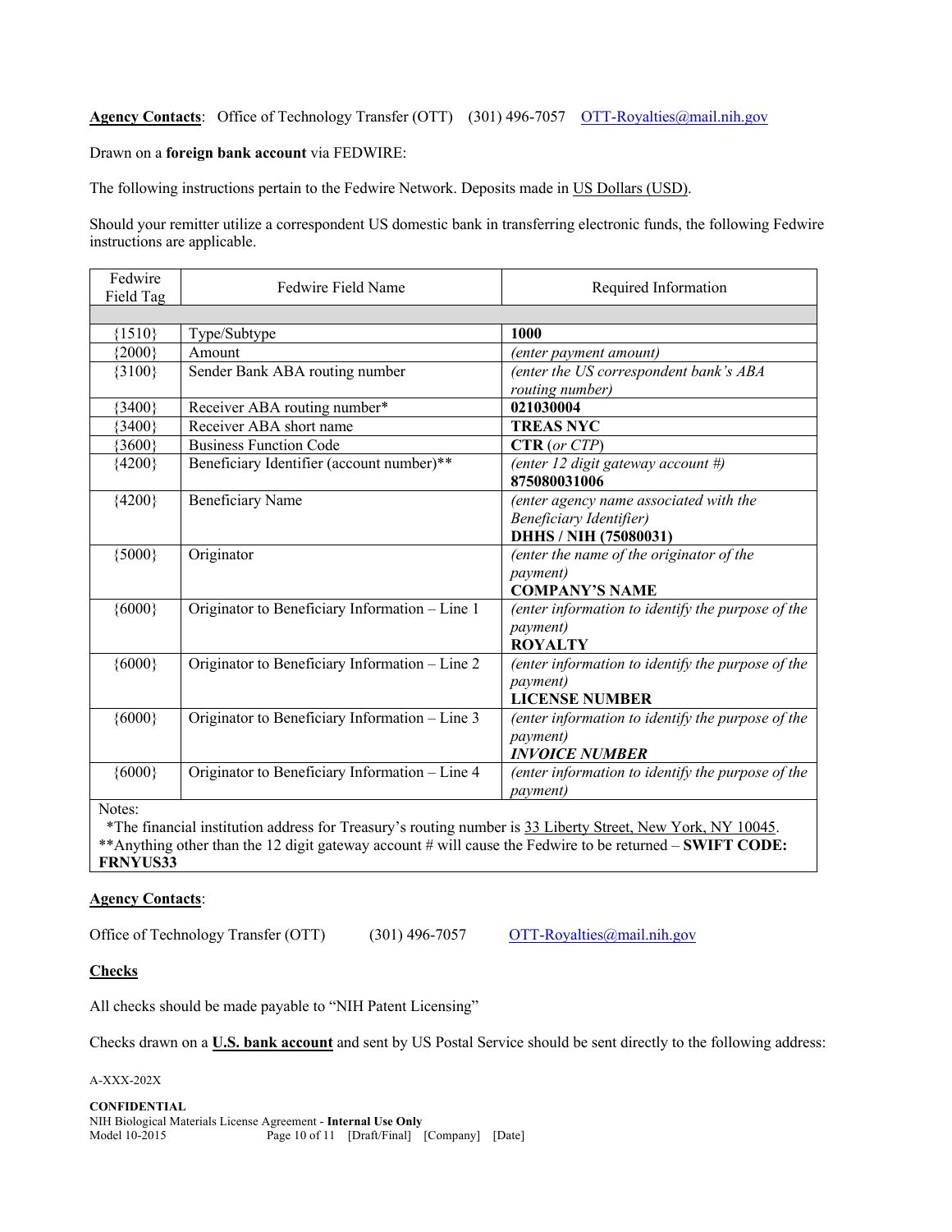**Agency Contacts**: Office of Technology Transfer (OTT) (301) 496-7057 OTT-Royalties@mail.nih.gov

Drawn on a **foreign bank account** via FEDWIRE:

The following instructions pertain to the Fedwire Network. Deposits made in US Dollars (USD).

Should your remitter utilize a correspondent US domestic bank in transferring electronic funds, the following Fedwire instructions are applicable.

| Fedwire Field Tag | Fedwire Field Name | Required Information |
|---|---|---|
| | | |
| {1510} | Type/Subtype | **1000** |
| {2000} | Amount | *(enter payment amount)* |
| {3100} | Sender Bank ABA routing number | *(enter the US correspondent bank's ABA routing number)* |
| {3400} | Receiver ABA routing number* | **021030004** |
| {3400} | Receiver ABA short name | **TREAS NYC** |
| {3600} | Business Function Code | **CTR** *(or CTP)* |
| {4200} | Beneficiary Identifier (account number)** | *(enter 12 digit gateway account #)* **875080031006** |
| {4200} | Beneficiary Name | *(enter agency name associated with the Beneficiary Identifier)* **DHHS / NIH (75080031)** |
| {5000} | Originator | *(enter the name of the originator of the payment)* **COMPANY'S NAME** |
| {6000} | Originator to Beneficiary Information – Line 1 | *(enter information to identify the purpose of the payment)* **ROYALTY** |
| {6000} | Originator to Beneficiary Information – Line 2 | *(enter information to identify the purpose of the payment)* **LICENSE NUMBER** |
| {6000} | Originator to Beneficiary Information – Line 3 | *(enter information to identify the purpose of the payment)* ***INVOICE NUMBER*** |
| {6000} | Originator to Beneficiary Information – Line 4 | *(enter information to identify the purpose of the payment)* |

Notes:
*The financial institution address for Treasury's routing number is 33 Liberty Street, New York, NY 10045.
**Anything other than the 12 digit gateway account # will cause the Fedwire to be returned – **SWIFT CODE: FRNYUS33**

**Agency Contacts**:

Office of Technology Transfer (OTT) (301) 496-7057 OTT-Royalties@mail.nih.gov

**Checks**

All checks should be made payable to "NIH Patent Licensing"

Checks drawn on a **U.S. bank account** and sent by US Postal Service should be sent directly to the following address: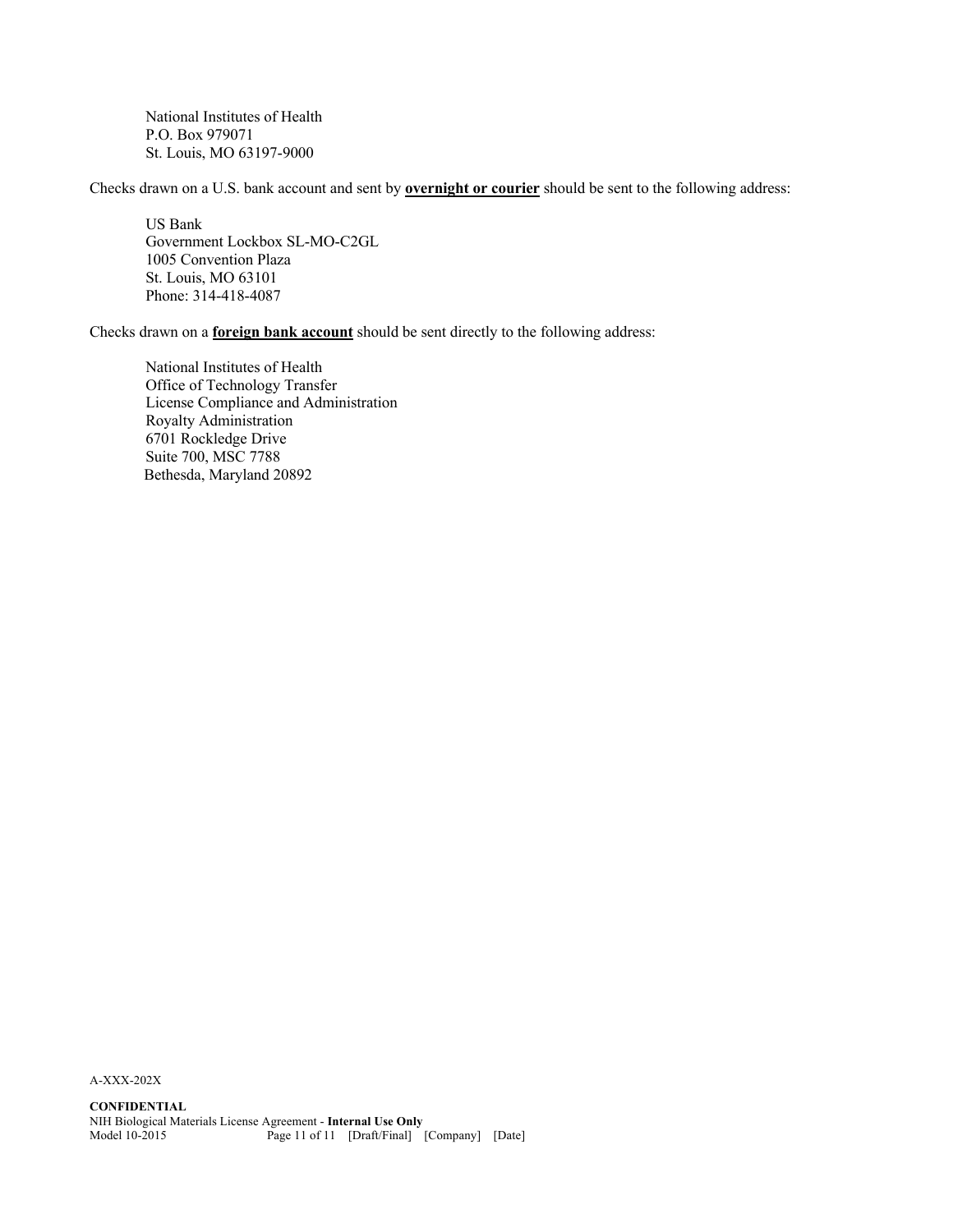National Institutes of Health
P.O. Box 979071
St. Louis, MO 63197-9000

Checks drawn on a U.S. bank account and sent by **overnight or courier** should be sent to the following address:

US Bank
Government Lockbox SL-MO-C2GL
1005 Convention Plaza
St. Louis, MO 63101
Phone: 314-418-4087

Checks drawn on a **foreign bank account** should be sent directly to the following address:

National Institutes of Health
Office of Technology Transfer
License Compliance and Administration
Royalty Administration
6701 Rockledge Drive
Suite 700, MSC 7788
Bethesda, Maryland 20892